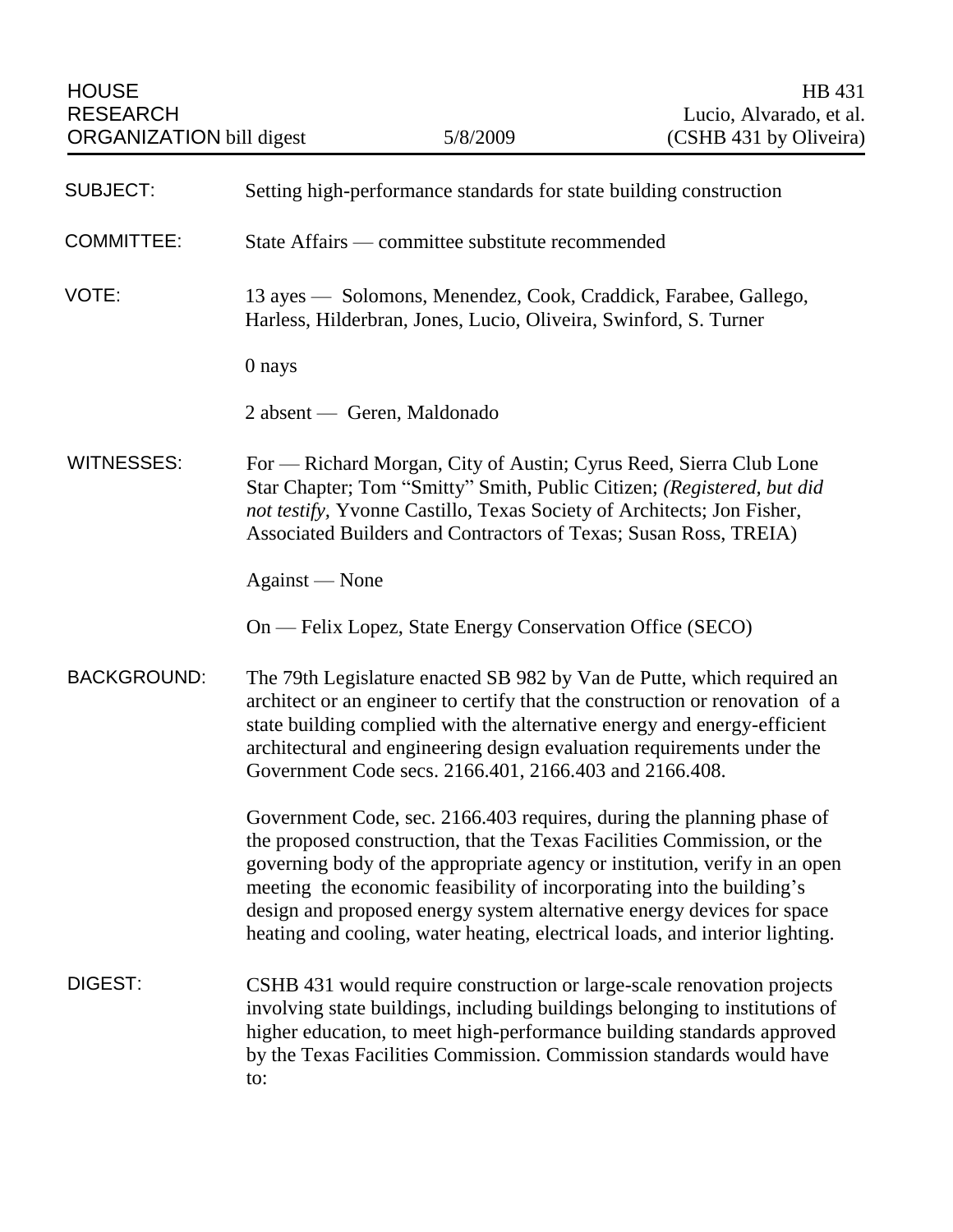HOUSE RESEARCH ORGANIZATION bill digest — 5/8/2009 — HB 431 Lucio, Alvarado, et al. (CSHB 431 by Oliveira)

**SUBJECT:** Setting high-performance standards for state building construction

**COMMITTEE:** State Affairs — committee substitute recommended

**VOTE:** 13 ayes — Solomons, Menendez, Cook, Craddick, Farabee, Gallego, Harless, Hilderbran, Jones, Lucio, Oliveira, Swinford, S. Turner

0 nays

2 absent — Geren, Maldonado

**WITNESSES:** For — Richard Morgan, City of Austin; Cyrus Reed, Sierra Club Lone Star Chapter; Tom "Smitty" Smith, Public Citizen; *(Registered, but did not testify,* Yvonne Castillo, Texas Society of Architects; Jon Fisher, Associated Builders and Contractors of Texas; Susan Ross, TREIA)

Against — None

On — Felix Lopez, State Energy Conservation Office (SECO)

**BACKGROUND:** The 79th Legislature enacted SB 982 by Van de Putte, which required an architect or an engineer to certify that the construction or renovation of a state building complied with the alternative energy and energy-efficient architectural and engineering design evaluation requirements under the Government Code secs. 2166.401, 2166.403 and 2166.408.

Government Code, sec. 2166.403 requires, during the planning phase of the proposed construction, that the Texas Facilities Commission, or the governing body of the appropriate agency or institution, verify in an open meeting the economic feasibility of incorporating into the building's design and proposed energy system alternative energy devices for space heating and cooling, water heating, electrical loads, and interior lighting.

**DIGEST:** CSHB 431 would require construction or large-scale renovation projects involving state buildings, including buildings belonging to institutions of higher education, to meet high-performance building standards approved by the Texas Facilities Commission. Commission standards would have to: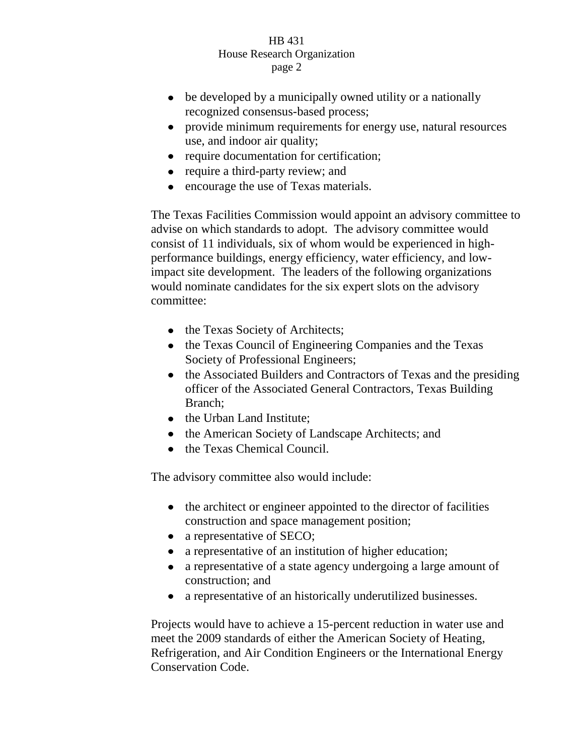- be developed by a municipally owned utility or a nationally recognized consensus-based process;
- provide minimum requirements for energy use, natural resources use, and indoor air quality;
- require documentation for certification;
- require a third-party review; and
- encourage the use of Texas materials.

The Texas Facilities Commission would appoint an advisory committee to advise on which standards to adopt. The advisory committee would consist of 11 individuals, six of whom would be experienced in high-performance buildings, energy efficiency, water efficiency, and low-impact site development. The leaders of the following organizations would nominate candidates for the six expert slots on the advisory committee:

- the Texas Society of Architects;
- the Texas Council of Engineering Companies and the Texas Society of Professional Engineers;
- the Associated Builders and Contractors of Texas and the presiding officer of the Associated General Contractors, Texas Building Branch;
- the Urban Land Institute;
- the American Society of Landscape Architects; and
- the Texas Chemical Council.

The advisory committee also would include:

- the architect or engineer appointed to the director of facilities construction and space management position;
- a representative of SECO;
- a representative of an institution of higher education;
- a representative of a state agency undergoing a large amount of construction; and
- a representative of an historically underutilized businesses.

Projects would have to achieve a 15-percent reduction in water use and meet the 2009 standards of either the American Society of Heating, Refrigeration, and Air Condition Engineers or the International Energy Conservation Code.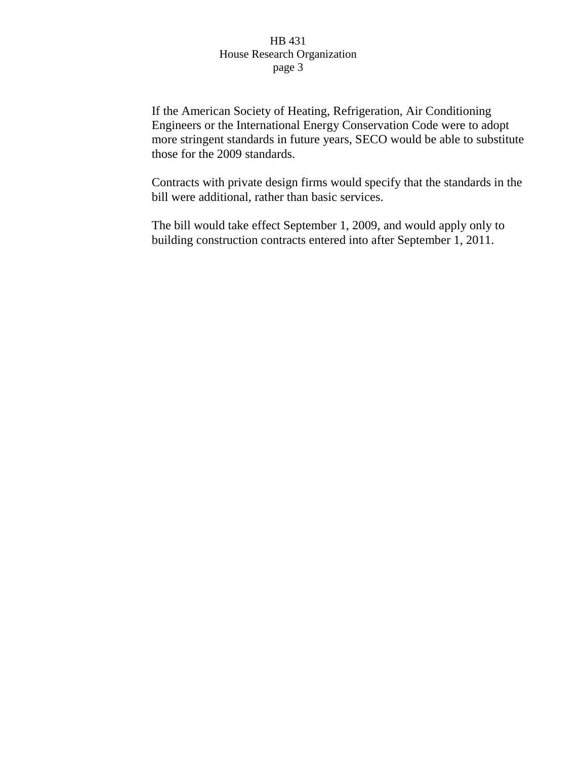If the American Society of Heating, Refrigeration, Air Conditioning Engineers or the International Energy Conservation Code were to adopt more stringent standards in future years, SECO would be able to substitute those for the 2009 standards.

Contracts with private design firms would specify that the standards in the bill were additional, rather than basic services.

The bill would take effect September 1, 2009, and would apply only to building construction contracts entered into after September 1, 2011.